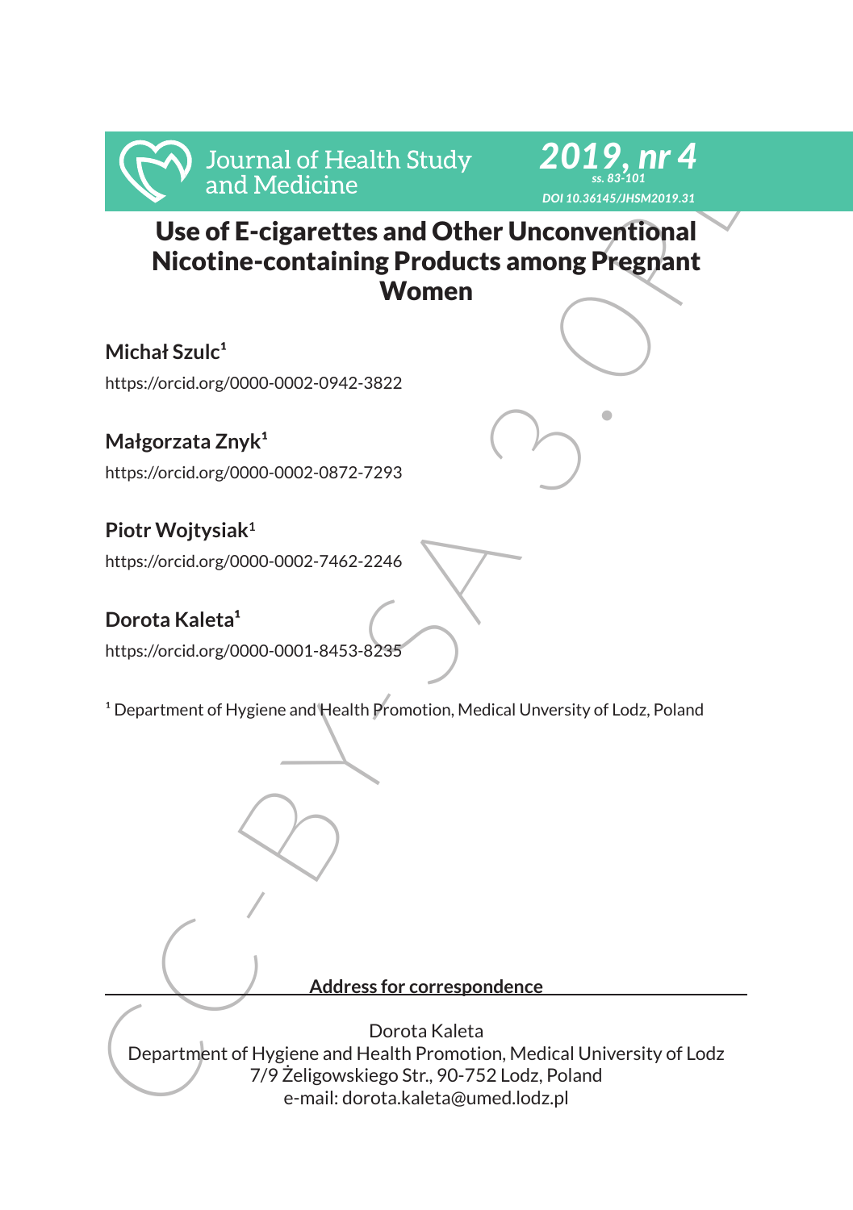# Use of E-cigarettes and Other Unconventional Nicotine-containing Products among Pregnant Women

**Michał Szulc**[1]
https://orcid.org/0000-0002-0942-3822

**Małgorzata Znyk**[1]
https://orcid.org/0000-0002-0872-7293

**Piotr Wojtysiak**[1]
https://orcid.org/0000-0002-7462-2246

**Dorota Kaleta**[1]
https://orcid.org/0000-0001-8453-8235

[1] Department of Hygiene and Health Promotion, Medical Unversity of Lodz, Poland

**Address for correspondence**

Dorota Kaleta
Department of Hygiene and Health Promotion, Medical University of Lodz
7/9 Żeligowskiego Str., 90-752 Lodz, Poland
e-mail: dorota.kaleta@umed.lodz.pl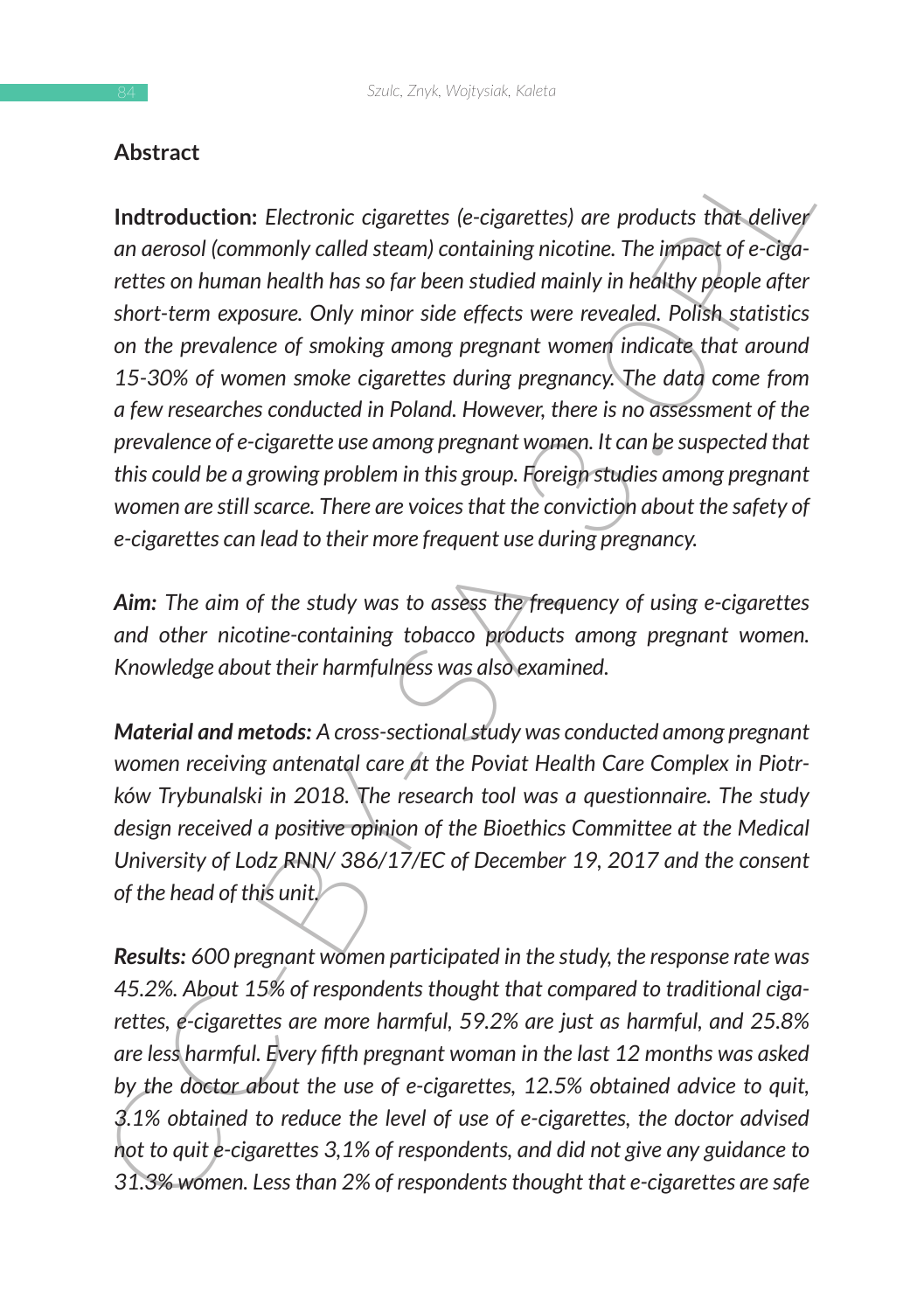## Abstract

**Indtroduction:** *Electronic cigarettes (e-cigarettes) are products that deliver an aerosol (commonly called steam) containing nicotine. The impact of e-cigarettes on human health has so far been studied mainly in healthy people after short-term exposure. Only minor side effects were revealed. Polish statistics on the prevalence of smoking among pregnant women indicate that around 15-30% of women smoke cigarettes during pregnancy. The data come from a few researches conducted in Poland. However, there is no assessment of the prevalence of e-cigarette use among pregnant women. It can be suspected that this could be a growing problem in this group. Foreign studies among pregnant women are still scarce. There are voices that the conviction about the safety of e-cigarettes can lead to their more frequent use during pregnancy.*

***Aim:*** *The aim of the study was to assess the frequency of using e-cigarettes and other nicotine-containing tobacco products among pregnant women. Knowledge about their harmfulness was also examined.*

***Material and metods:*** *A cross-sectional study was conducted among pregnant women receiving antenatal care at the Poviat Health Care Complex in Piotrków Trybunalski in 2018. The research tool was a questionnaire. The study design received a positive opinion of the Bioethics Committee at the Medical University of Lodz RNN/ 386/17/EC of December 19, 2017 and the consent of the head of this unit.*

***Results:*** *600 pregnant women participated in the study, the response rate was 45.2%. About 15% of respondents thought that compared to traditional cigarettes, e-cigarettes are more harmful, 59.2% are just as harmful, and 25.8% are less harmful. Every fifth pregnant woman in the last 12 months was asked by the doctor about the use of e-cigarettes, 12.5% obtained advice to quit, 3.1% obtained to reduce the level of use of e-cigarettes, the doctor advised not to quit e-cigarettes 3,1% of respondents, and did not give any guidance to 31.3% women. Less than 2% of respondents thought that e-cigarettes are safe*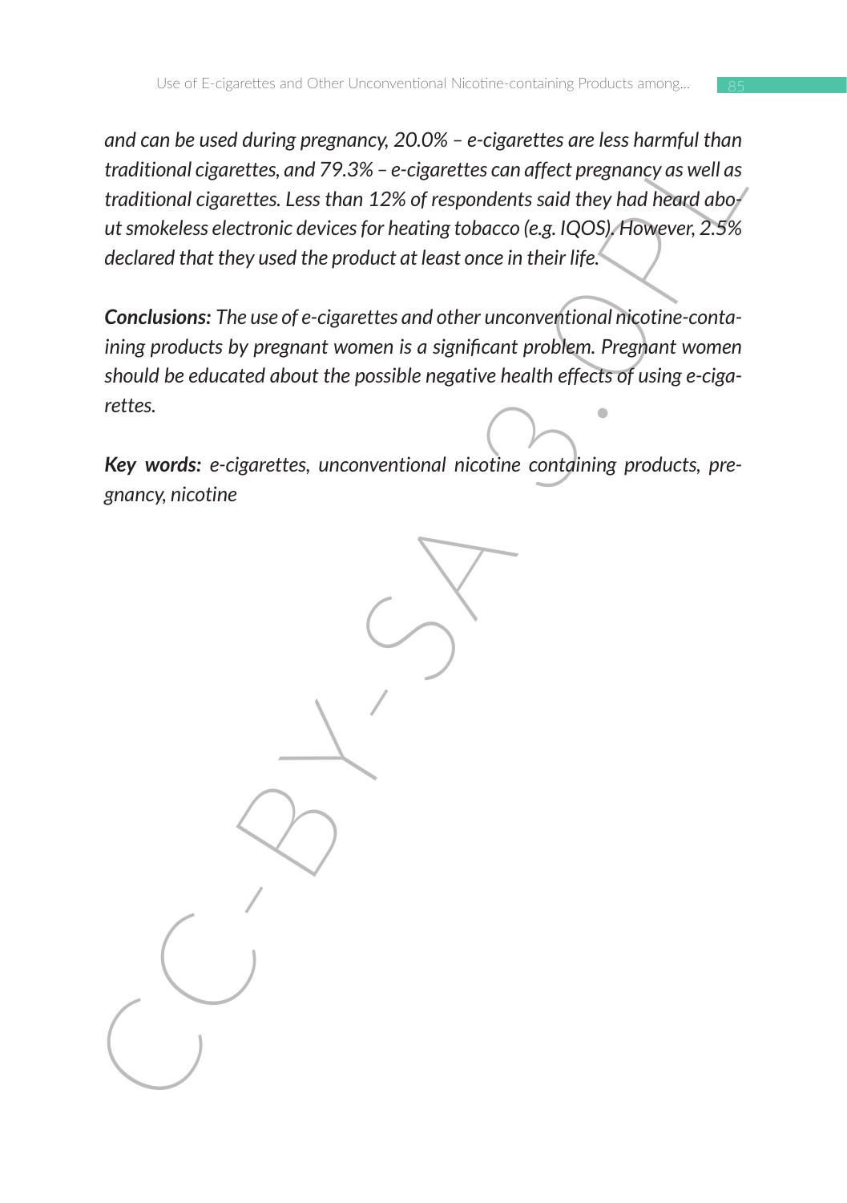*and can be used during pregnancy, 20.0% – e-cigarettes are less harmful than traditional cigarettes, and 79.3% – e-cigarettes can affect pregnancy as well as traditional cigarettes. Less than 12% of respondents said they had heard about smokeless electronic devices for heating tobacco (e.g. IQOS). However, 2.5% declared that they used the product at least once in their life.*

***Conclusions:*** *The use of e-cigarettes and other unconventional nicotine-containing products by pregnant women is a significant problem. Pregnant women should be educated about the possible negative health effects of using e-cigarettes.*

***Key words:*** *e-cigarettes, unconventional nicotine containing products, pregnancy, nicotine*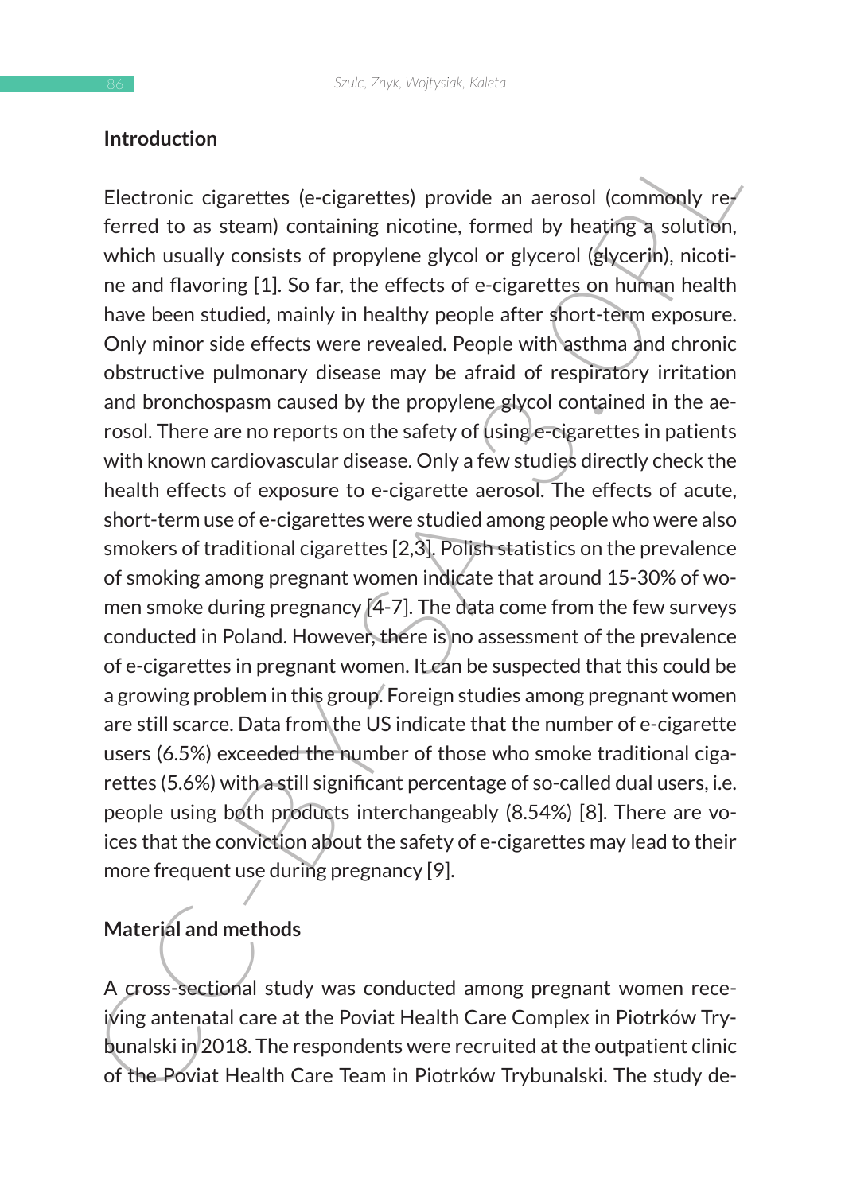## Introduction

Electronic cigarettes (e-cigarettes) provide an aerosol (commonly referred to as steam) containing nicotine, formed by heating a solution, which usually consists of propylene glycol or glycerol (glycerin), nicotine and flavoring [1]. So far, the effects of e-cigarettes on human health have been studied, mainly in healthy people after short-term exposure. Only minor side effects were revealed. People with asthma and chronic obstructive pulmonary disease may be afraid of respiratory irritation and bronchospasm caused by the propylene glycol contained in the aerosol. There are no reports on the safety of using e-cigarettes in patients with known cardiovascular disease. Only a few studies directly check the health effects of exposure to e-cigarette aerosol. The effects of acute, short-term use of e-cigarettes were studied among people who were also smokers of traditional cigarettes [2,3]. Polish statistics on the prevalence of smoking among pregnant women indicate that around 15-30% of women smoke during pregnancy [4-7]. The data come from the few surveys conducted in Poland. However, there is no assessment of the prevalence of e-cigarettes in pregnant women. It can be suspected that this could be a growing problem in this group. Foreign studies among pregnant women are still scarce. Data from the US indicate that the number of e-cigarette users (6.5%) exceeded the number of those who smoke traditional cigarettes (5.6%) with a still significant percentage of so-called dual users, i.e. people using both products interchangeably (8.54%) [8]. There are voices that the conviction about the safety of e-cigarettes may lead to their more frequent use during pregnancy [9].

## Material and methods

A cross-sectional study was conducted among pregnant women receiving antenatal care at the Poviat Health Care Complex in Piotrków Trybunalski in 2018. The respondents were recruited at the outpatient clinic of the Poviat Health Care Team in Piotrków Trybunalski. The study de-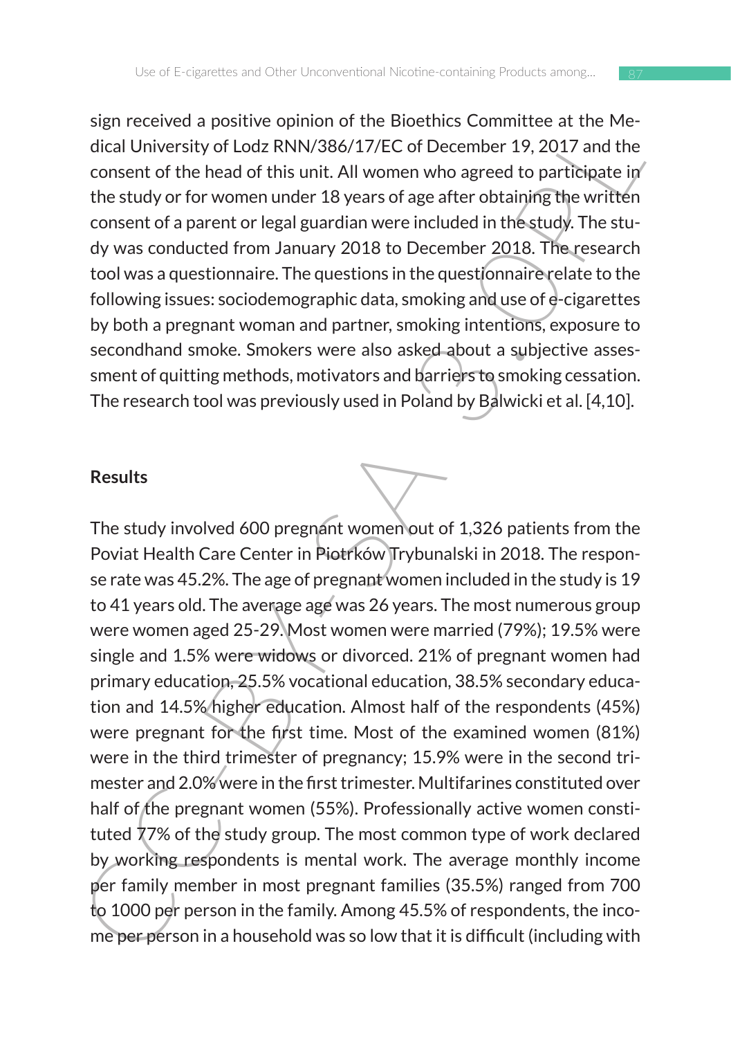sign received a positive opinion of the Bioethics Committee at the Medical University of Lodz RNN/386/17/EC of December 19, 2017 and the consent of the head of this unit. All women who agreed to participate in the study or for women under 18 years of age after obtaining the written consent of a parent or legal guardian were included in the study. The study was conducted from January 2018 to December 2018. The research tool was a questionnaire. The questions in the questionnaire relate to the following issues: sociodemographic data, smoking and use of e-cigarettes by both a pregnant woman and partner, smoking intentions, exposure to secondhand smoke. Smokers were also asked about a subjective assessment of quitting methods, motivators and barriers to smoking cessation. The research tool was previously used in Poland by Balwicki et al. [4,10].

## Results

The study involved 600 pregnant women out of 1,326 patients from the Poviat Health Care Center in Piotrków Trybunalski in 2018. The response rate was 45.2%. The age of pregnant women included in the study is 19 to 41 years old. The average age was 26 years. The most numerous group were women aged 25-29. Most women were married (79%); 19.5% were single and 1.5% were widows or divorced. 21% of pregnant women had primary education, 25.5% vocational education, 38.5% secondary education and 14.5% higher education. Almost half of the respondents (45%) were pregnant for the first time. Most of the examined women (81%) were in the third trimester of pregnancy; 15.9% were in the second trimester and 2.0% were in the first trimester. Multifarines constituted over half of the pregnant women (55%). Professionally active women constituted 77% of the study group. The most common type of work declared by working respondents is mental work. The average monthly income per family member in most pregnant families (35.5%) ranged from 700 to 1000 per person in the family. Among 45.5% of respondents, the income per person in a household was so low that it is difficult (including with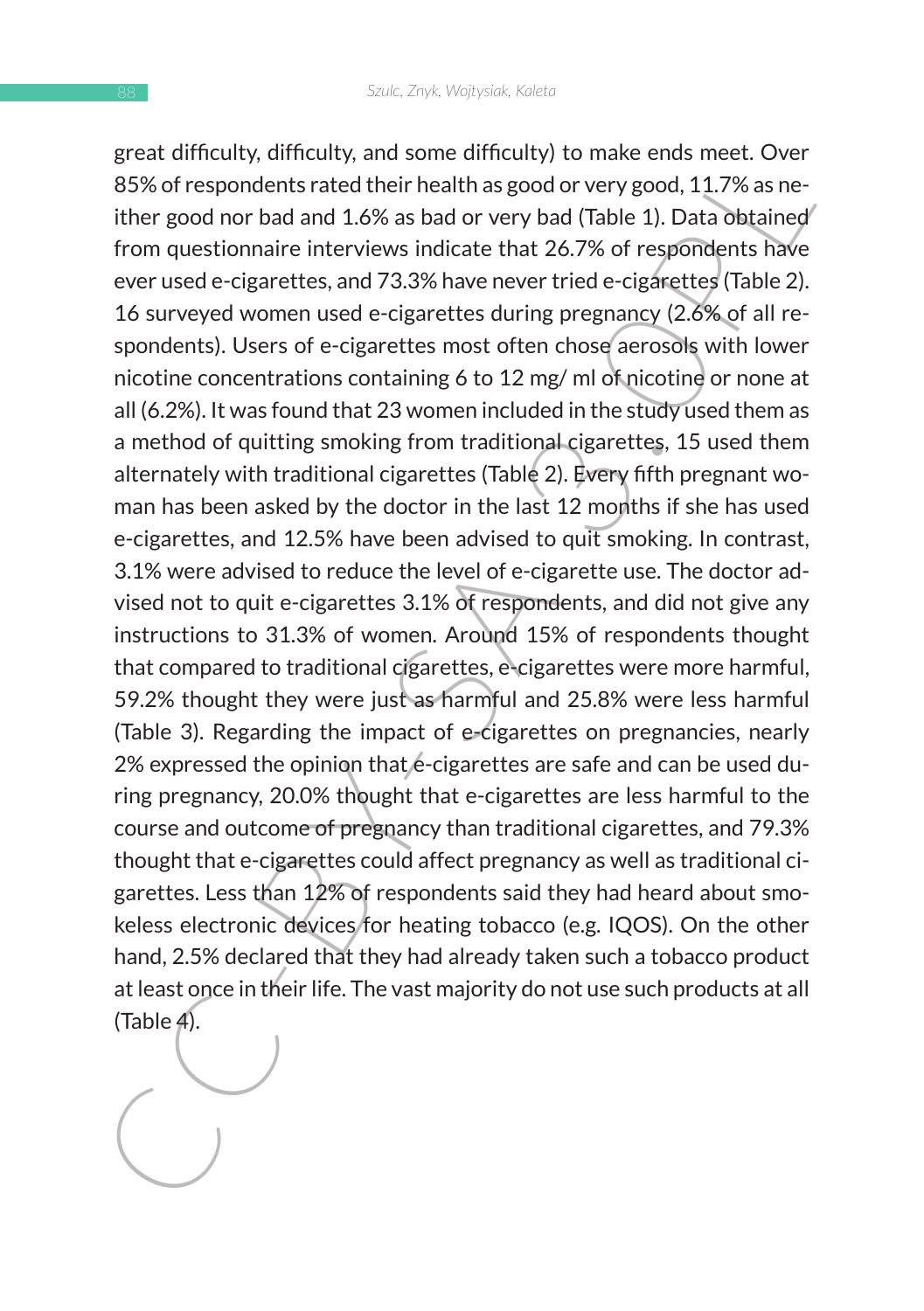great difficulty, difficulty, and some difficulty) to make ends meet. Over 85% of respondents rated their health as good or very good, 11.7% as neither good nor bad and 1.6% as bad or very bad (Table 1). Data obtained from questionnaire interviews indicate that 26.7% of respondents have ever used e-cigarettes, and 73.3% have never tried e-cigarettes (Table 2). 16 surveyed women used e-cigarettes during pregnancy (2.6% of all respondents). Users of e-cigarettes most often chose aerosols with lower nicotine concentrations containing 6 to 12 mg/ ml of nicotine or none at all (6.2%). It was found that 23 women included in the study used them as a method of quitting smoking from traditional cigarettes, 15 used them alternately with traditional cigarettes (Table 2). Every fifth pregnant woman has been asked by the doctor in the last 12 months if she has used e-cigarettes, and 12.5% have been advised to quit smoking. In contrast, 3.1% were advised to reduce the level of e-cigarette use. The doctor advised not to quit e-cigarettes 3.1% of respondents, and did not give any instructions to 31.3% of women. Around 15% of respondents thought that compared to traditional cigarettes, e-cigarettes were more harmful, 59.2% thought they were just as harmful and 25.8% were less harmful (Table 3). Regarding the impact of e-cigarettes on pregnancies, nearly 2% expressed the opinion that e-cigarettes are safe and can be used during pregnancy, 20.0% thought that e-cigarettes are less harmful to the course and outcome of pregnancy than traditional cigarettes, and 79.3% thought that e-cigarettes could affect pregnancy as well as traditional cigarettes. Less than 12% of respondents said they had heard about smokeless electronic devices for heating tobacco (e.g. IQOS). On the other hand, 2.5% declared that they had already taken such a tobacco product at least once in their life. The vast majority do not use such products at all (Table 4).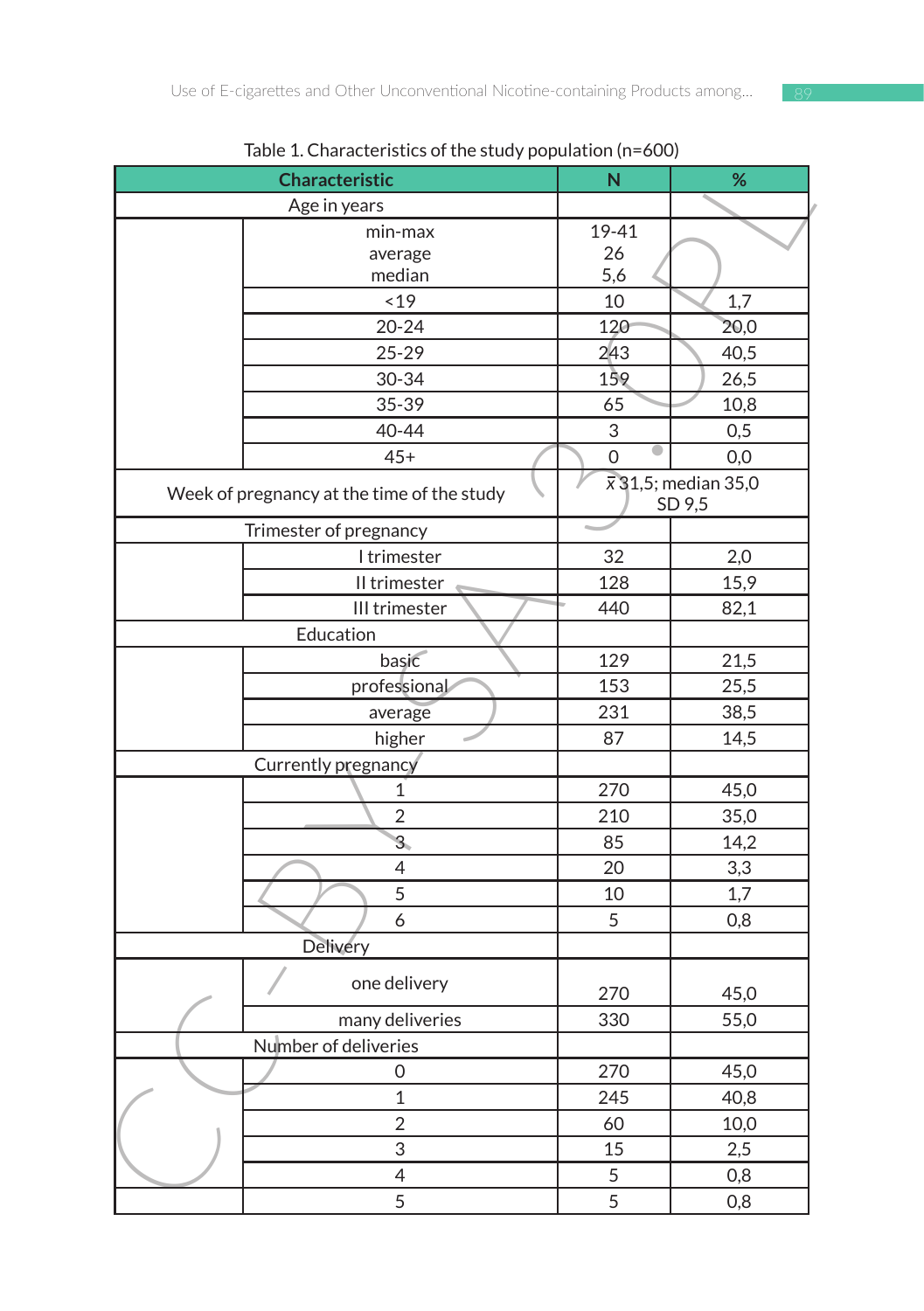Table 1. Characteristics of the study population (n=600)

| Characteristic | | N | % |
|---|---|---|---|
| Age in years | | | |
| | min-max<br>average<br>median | 19-41<br>26<br>5,6 | |
| | <19 | 10 | 1,7 |
| | 20-24 | 120 | 20,0 |
| | 25-29 | 243 | 40,5 |
| | 30-34 | 159 | 26,5 |
| | 35-39 | 65 | 10,8 |
| | 40-44 | 3 | 0,5 |
| | 45+ | 0 | 0,0 |
| Week of pregnancy at the time of the study | | $\bar{x}$ 31,5; median 35,0<br>SD 9,5 | |
| Trimester of pregnancy | | | |
| | I trimester | 32 | 2,0 |
| | II trimester | 128 | 15,9 |
| | III trimester | 440 | 82,1 |
| Education | | | |
| | basic | 129 | 21,5 |
| | professional | 153 | 25,5 |
| | average | 231 | 38,5 |
| | higher | 87 | 14,5 |
| Currently pregnancy | | | |
| | 1 | 270 | 45,0 |
| | 2 | 210 | 35,0 |
| | 3 | 85 | 14,2 |
| | 4 | 20 | 3,3 |
| | 5 | 10 | 1,7 |
| | 6 | 5 | 0,8 |
| Delivery | | | |
| | one delivery | 270 | 45,0 |
| | many deliveries | 330 | 55,0 |
| Number of deliveries | | | |
| | 0 | 270 | 45,0 |
| | 1 | 245 | 40,8 |
| | 2 | 60 | 10,0 |
| | 3 | 15 | 2,5 |
| | 4 | 5 | 0,8 |
| | 5 | 5 | 0,8 |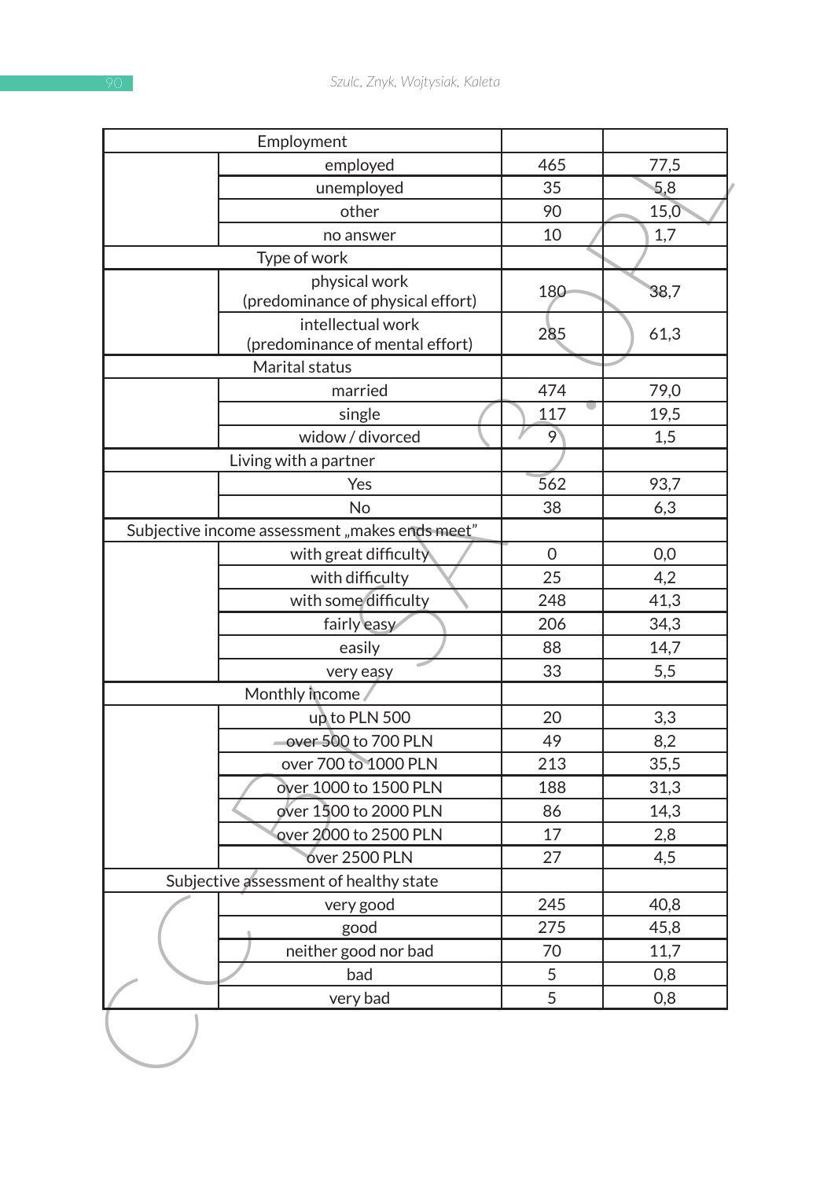| Employment | | | |
|---|---|---|---|
| | employed | 465 | 77,5 |
| | unemployed | 35 | 5,8 |
| | other | 90 | 15,0 |
| | no answer | 10 | 1,7 |
| Type of work | | | |
| | physical work (predominance of physical effort) | 180 | 38,7 |
| | intellectual work (predominance of mental effort) | 285 | 61,3 |
| Marital status | | | |
| | married | 474 | 79,0 |
| | single | 117 | 19,5 |
| | widow / divorced | 9 | 1,5 |
| Living with a partner | | | |
| | Yes | 562 | 93,7 |
| | No | 38 | 6,3 |
| Subjective income assessment „makes ends meet" | | | |
| | with great difficulty | 0 | 0,0 |
| | with difficulty | 25 | 4,2 |
| | with some difficulty | 248 | 41,3 |
| | fairly easy | 206 | 34,3 |
| | easily | 88 | 14,7 |
| | very easy | 33 | 5,5 |
| Monthly income | | | |
| | up to PLN 500 | 20 | 3,3 |
| | over 500 to 700 PLN | 49 | 8,2 |
| | over 700 to 1000 PLN | 213 | 35,5 |
| | over 1000 to 1500 PLN | 188 | 31,3 |
| | over 1500 to 2000 PLN | 86 | 14,3 |
| | over 2000 to 2500 PLN | 17 | 2,8 |
| | over 2500 PLN | 27 | 4,5 |
| Subjective assessment of healthy state | | | |
| | very good | 245 | 40,8 |
| | good | 275 | 45,8 |
| | neither good nor bad | 70 | 11,7 |
| | bad | 5 | 0,8 |
| | very bad | 5 | 0,8 |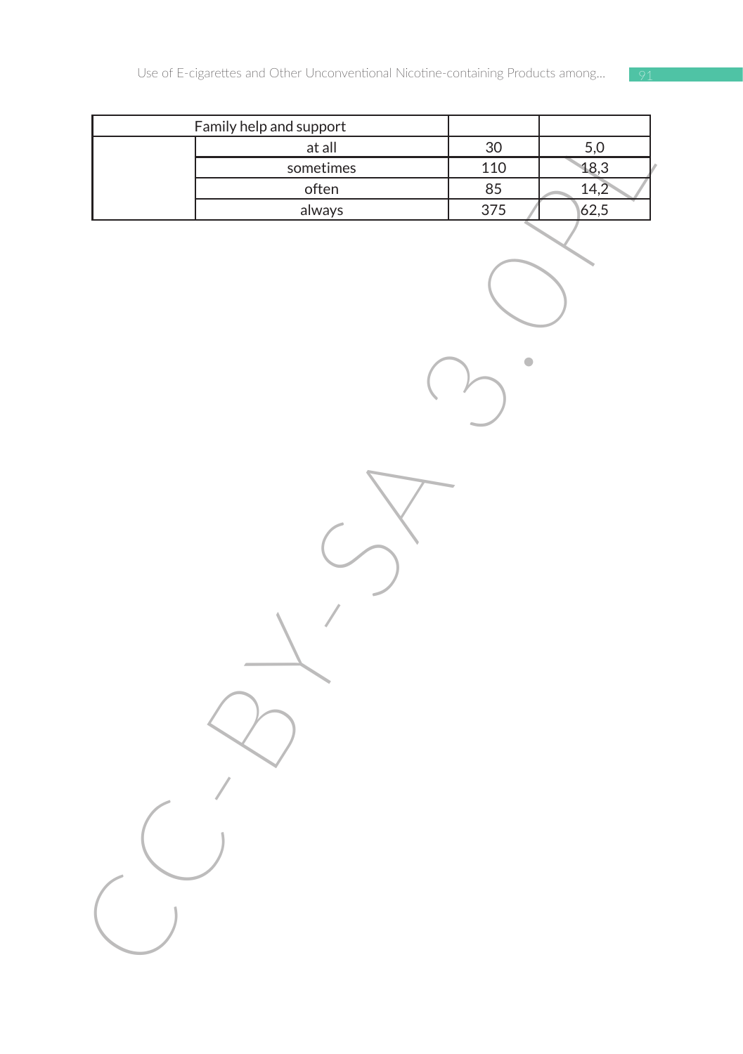| Family help and support | | | |
|---|---|---|---|
| | at all | 30 | 5,0 |
| | sometimes | 110 | 18,3 |
| | often | 85 | 14,2 |
| | always | 375 | 62,5 |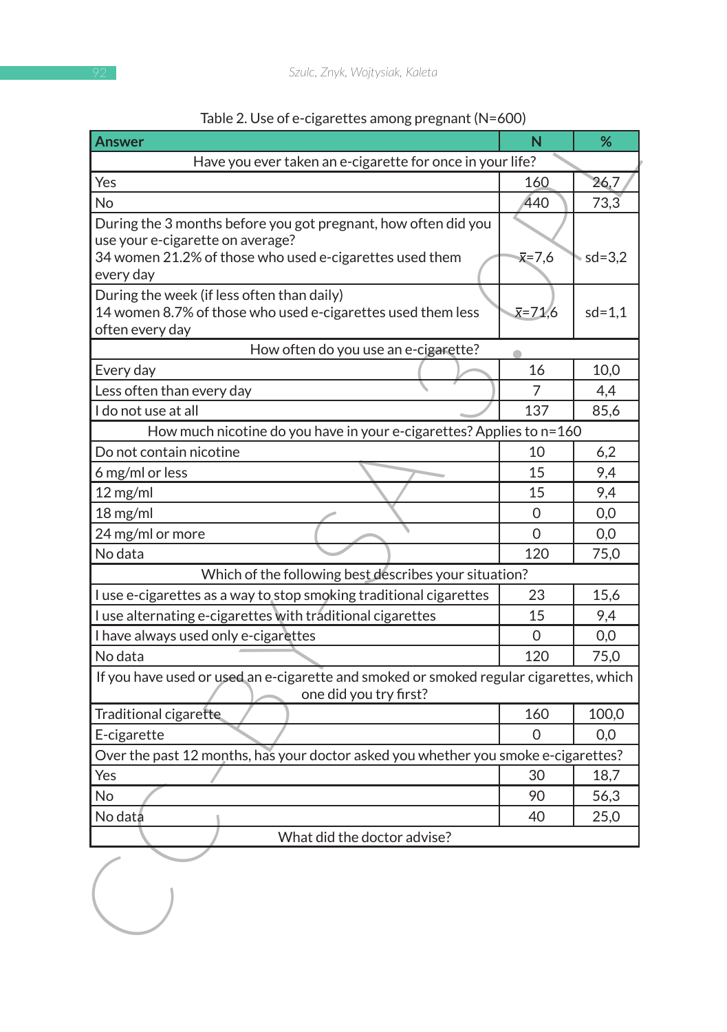Table 2. Use of e-cigarettes among pregnant (N=600)

| Answer | N | % |
|---|---|---|
| Have you ever taken an e-cigarette for once in your life? | | |
| Yes | 160 | 26,7 |
| No | 440 | 73,3 |
| During the 3 months before you got pregnant, how often did you use your e-cigarette on average? 34 women 21.2% of those who used e-cigarettes used them every day | $\bar{x}$=7,6 | sd=3,2 |
| During the week (if less often than daily) 14 women 8.7% of those who used e-cigarettes used them less often every day | $\bar{x}$=71,6 | sd=1,1 |
| How often do you use an e-cigarette? | | |
| Every day | 16 | 10,0 |
| Less often than every day | 7 | 4,4 |
| I do not use at all | 137 | 85,6 |
| How much nicotine do you have in your e-cigarettes? Applies to n=160 | | |
| Do not contain nicotine | 10 | 6,2 |
| 6 mg/ml or less | 15 | 9,4 |
| 12 mg/ml | 15 | 9,4 |
| 18 mg/ml | 0 | 0,0 |
| 24 mg/ml or more | 0 | 0,0 |
| No data | 120 | 75,0 |
| Which of the following best describes your situation? | | |
| I use e-cigarettes as a way to stop smoking traditional cigarettes | 23 | 15,6 |
| I use alternating e-cigarettes with traditional cigarettes | 15 | 9,4 |
| I have always used only e-cigarettes | 0 | 0,0 |
| No data | 120 | 75,0 |
| If you have used or used an e-cigarette and smoked or smoked regular cigarettes, which one did you try first? | | |
| Traditional cigarette | 160 | 100,0 |
| E-cigarette | 0 | 0,0 |
| Over the past 12 months, has your doctor asked you whether you smoke e-cigarettes? | | |
| Yes | 30 | 18,7 |
| No | 90 | 56,3 |
| No data | 40 | 25,0 |
| What did the doctor advise? | | |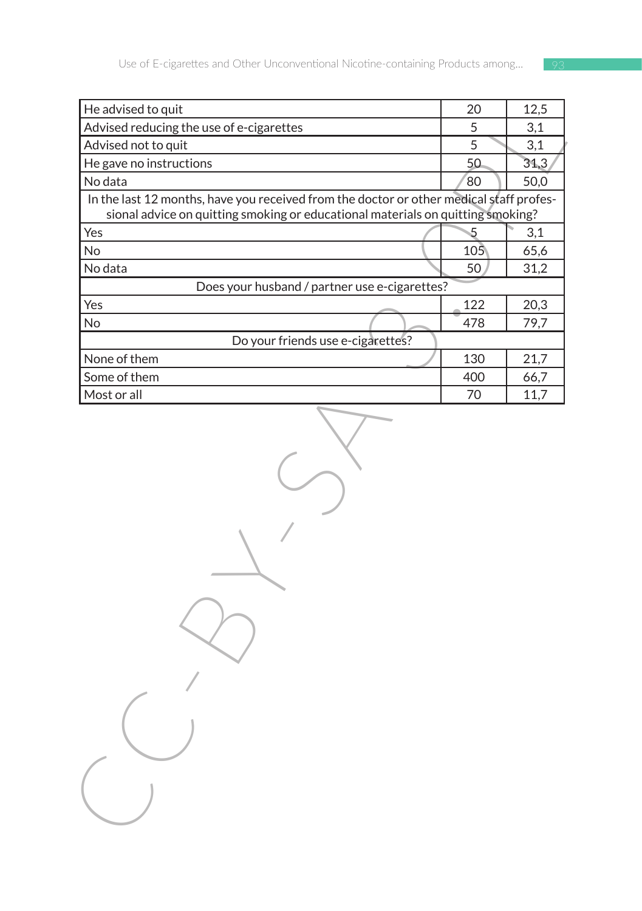| | | |
|---|---|---|
| He advised to quit | 20 | 12,5 |
| Advised reducing the use of e-cigarettes | 5 | 3,1 |
| Advised not to quit | 5 | 3,1 |
| He gave no instructions | 50 | 31,3 |
| No data | 80 | 50,0 |
| In the last 12 months, have you received from the doctor or other medical staff professional advice on quitting smoking or educational materials on quitting smoking? | | |
| Yes | 5 | 3,1 |
| No | 105 | 65,6 |
| No data | 50 | 31,2 |
| Does your husband / partner use e-cigarettes? | | |
| Yes | 122 | 20,3 |
| No | 478 | 79,7 |
| Do your friends use e-cigarettes? | | |
| None of them | 130 | 21,7 |
| Some of them | 400 | 66,7 |
| Most or all | 70 | 11,7 |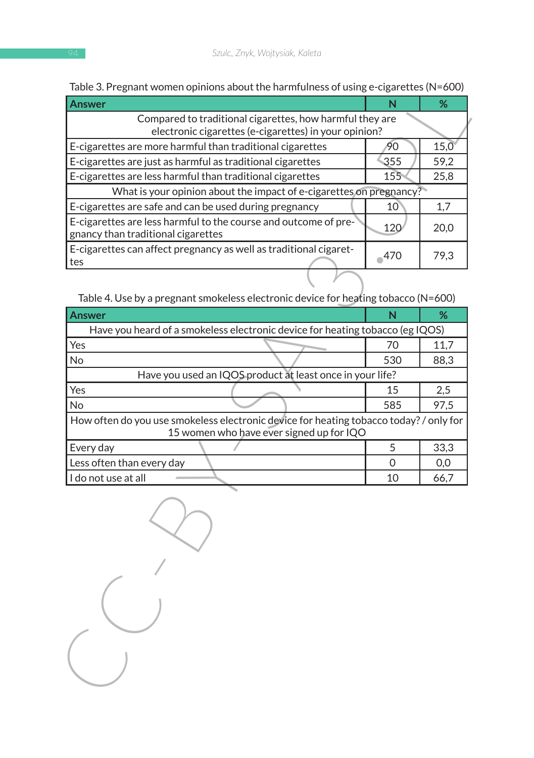Table 3. Pregnant women opinions about the harmfulness of using e-cigarettes (N=600)

| Answer | N | % |
|---|---|---|
| Compared to traditional cigarettes, how harmful they are electronic cigarettes (e-cigarettes) in your opinion? | | |
| E-cigarettes are more harmful than traditional cigarettes | 90 | 15,0 |
| E-cigarettes are just as harmful as traditional cigarettes | 355 | 59,2 |
| E-cigarettes are less harmful than traditional cigarettes | 155 | 25,8 |
| What is your opinion about the impact of e-cigarettes on pregnancy? | | |
| E-cigarettes are safe and can be used during pregnancy | 10 | 1,7 |
| E-cigarettes are less harmful to the course and outcome of pregnancy than traditional cigarettes | 120 | 20,0 |
| E-cigarettes can affect pregnancy as well as traditional cigarettes | 470 | 79,3 |

Table 4. Use by a pregnant smokeless electronic device for heating tobacco (N=600)

| Answer | N | % |
|---|---|---|
| Have you heard of a smokeless electronic device for heating tobacco (eg IQOS) | | |
| Yes | 70 | 11,7 |
| No | 530 | 88,3 |
| Have you used an IQOS product at least once in your life? | | |
| Yes | 15 | 2,5 |
| No | 585 | 97,5 |
| How often do you use smokeless electronic device for heating tobacco today? / only for 15 women who have ever signed up for IQO | | |
| Every day | 5 | 33,3 |
| Less often than every day | 0 | 0,0 |
| I do not use at all | 10 | 66,7 |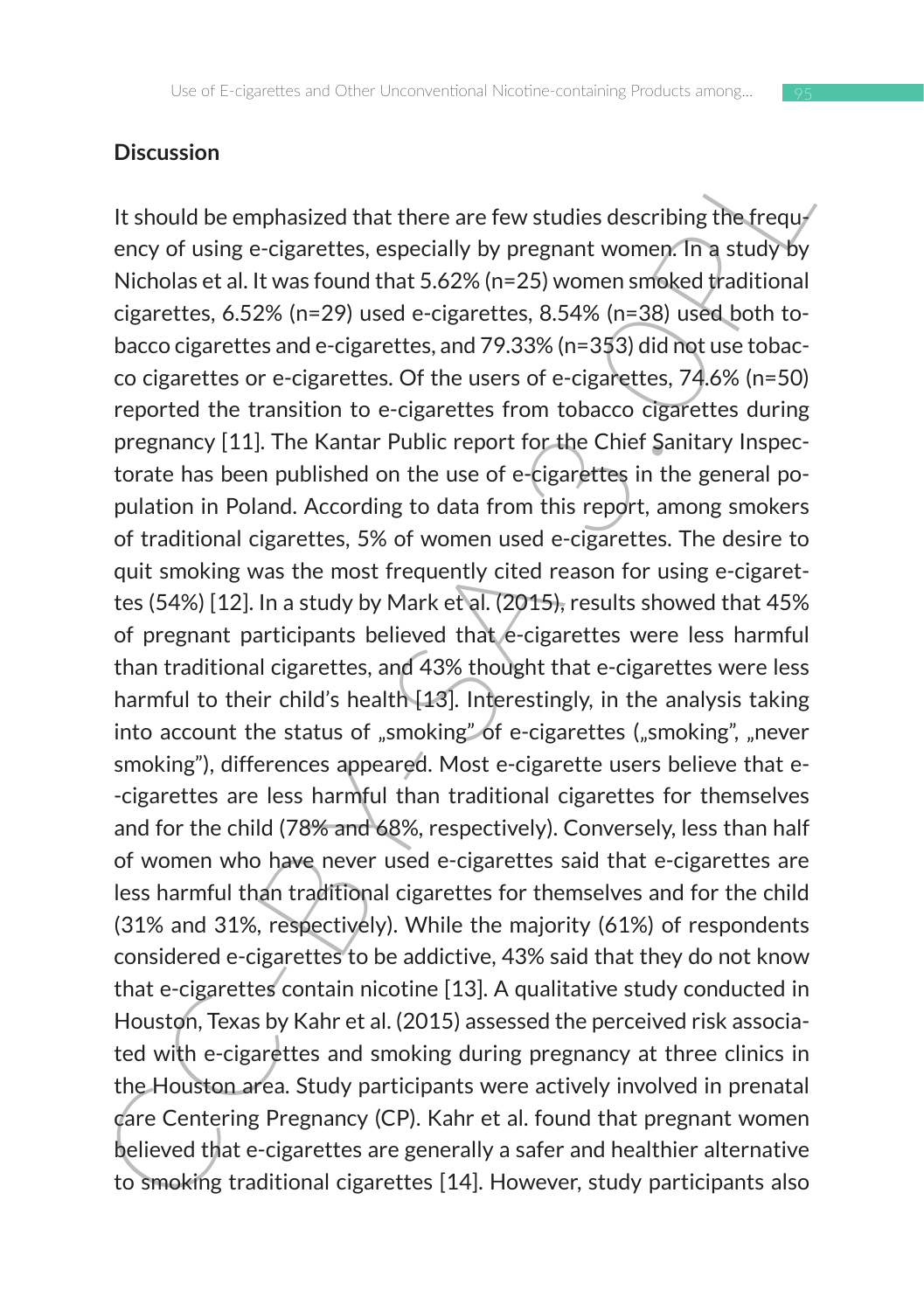## Discussion

It should be emphasized that there are few studies describing the frequency of using e-cigarettes, especially by pregnant women. In a study by Nicholas et al. It was found that 5.62% (n=25) women smoked traditional cigarettes, 6.52% (n=29) used e-cigarettes, 8.54% (n=38) used both tobacco cigarettes and e-cigarettes, and 79.33% (n=353) did not use tobacco cigarettes or e-cigarettes. Of the users of e-cigarettes, 74.6% (n=50) reported the transition to e-cigarettes from tobacco cigarettes during pregnancy [11]. The Kantar Public report for the Chief Sanitary Inspectorate has been published on the use of e-cigarettes in the general population in Poland. According to data from this report, among smokers of traditional cigarettes, 5% of women used e-cigarettes. The desire to quit smoking was the most frequently cited reason for using e-cigarettes (54%) [12]. In a study by Mark et al. (2015), results showed that 45% of pregnant participants believed that e-cigarettes were less harmful than traditional cigarettes, and 43% thought that e-cigarettes were less harmful to their child's health [13]. Interestingly, in the analysis taking into account the status of „smoking" of e-cigarettes („smoking", „never smoking"), differences appeared. Most e-cigarette users believe that e-cigarettes are less harmful than traditional cigarettes for themselves and for the child (78% and 68%, respectively). Conversely, less than half of women who have never used e-cigarettes said that e-cigarettes are less harmful than traditional cigarettes for themselves and for the child (31% and 31%, respectively). While the majority (61%) of respondents considered e-cigarettes to be addictive, 43% said that they do not know that e-cigarettes contain nicotine [13]. A qualitative study conducted in Houston, Texas by Kahr et al. (2015) assessed the perceived risk associated with e-cigarettes and smoking during pregnancy at three clinics in the Houston area. Study participants were actively involved in prenatal care Centering Pregnancy (CP). Kahr et al. found that pregnant women believed that e-cigarettes are generally a safer and healthier alternative to smoking traditional cigarettes [14]. However, study participants also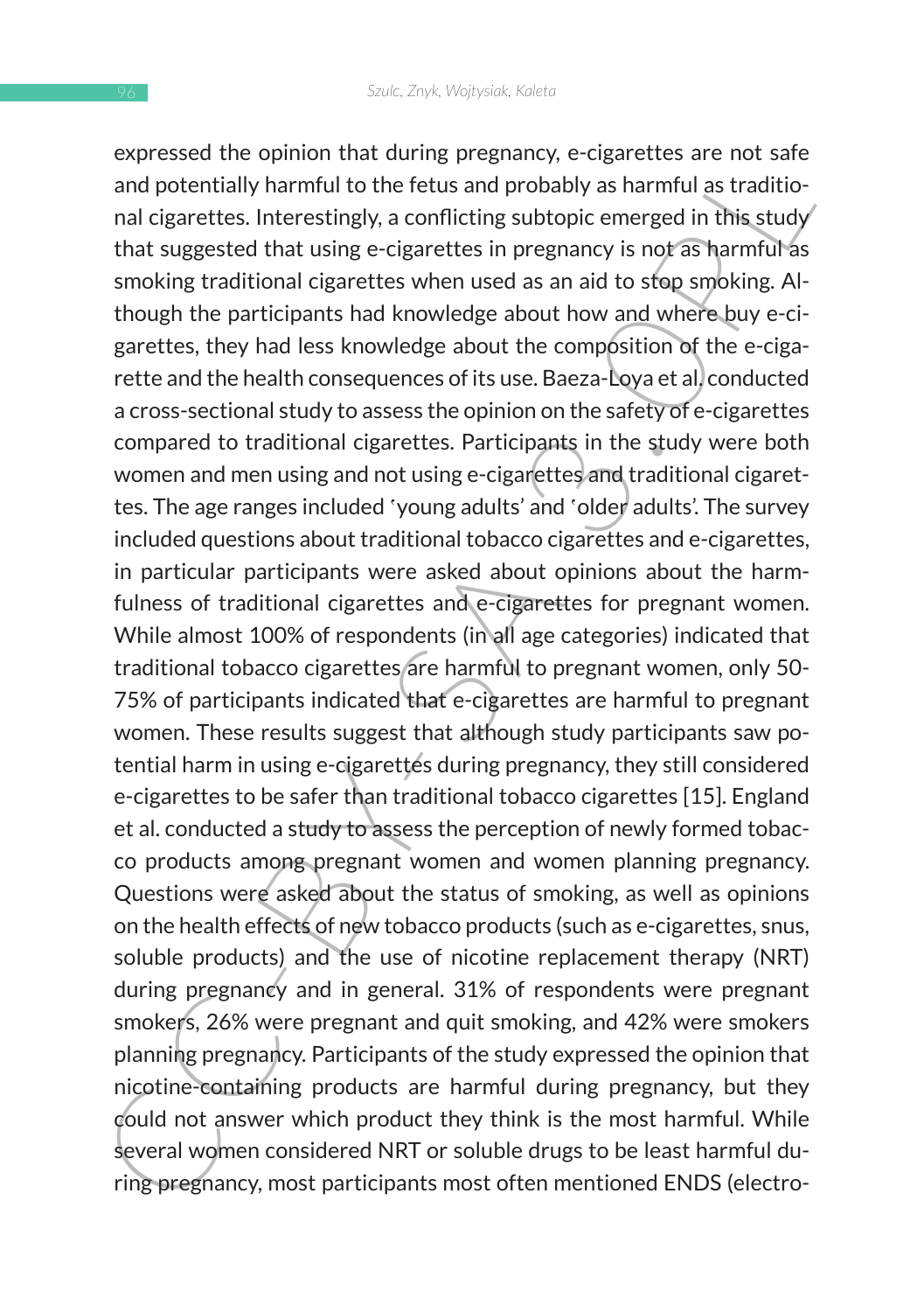expressed the opinion that during pregnancy, e-cigarettes are not safe and potentially harmful to the fetus and probably as harmful as traditional cigarettes. Interestingly, a conflicting subtopic emerged in this study that suggested that using e-cigarettes in pregnancy is not as harmful as smoking traditional cigarettes when used as an aid to stop smoking. Although the participants had knowledge about how and where buy e-cigarettes, they had less knowledge about the composition of the e-cigarette and the health consequences of its use. Baeza-Loya et al. conducted a cross-sectional study to assess the opinion on the safety of e-cigarettes compared to traditional cigarettes. Participants in the study were both women and men using and not using e-cigarettes and traditional cigarettes. The age ranges included 'young adults' and 'older adults'. The survey included questions about traditional tobacco cigarettes and e-cigarettes, in particular participants were asked about opinions about the harmfulness of traditional cigarettes and e-cigarettes for pregnant women. While almost 100% of respondents (in all age categories) indicated that traditional tobacco cigarettes are harmful to pregnant women, only 50-75% of participants indicated that e-cigarettes are harmful to pregnant women. These results suggest that although study participants saw potential harm in using e-cigarettes during pregnancy, they still considered e-cigarettes to be safer than traditional tobacco cigarettes [15]. England et al. conducted a study to assess the perception of newly formed tobacco products among pregnant women and women planning pregnancy. Questions were asked about the status of smoking, as well as opinions on the health effects of new tobacco products (such as e-cigarettes, snus, soluble products) and the use of nicotine replacement therapy (NRT) during pregnancy and in general. 31% of respondents were pregnant smokers, 26% were pregnant and quit smoking, and 42% were smokers planning pregnancy. Participants of the study expressed the opinion that nicotine-containing products are harmful during pregnancy, but they could not answer which product they think is the most harmful. While several women considered NRT or soluble drugs to be least harmful during pregnancy, most participants most often mentioned ENDS (electro-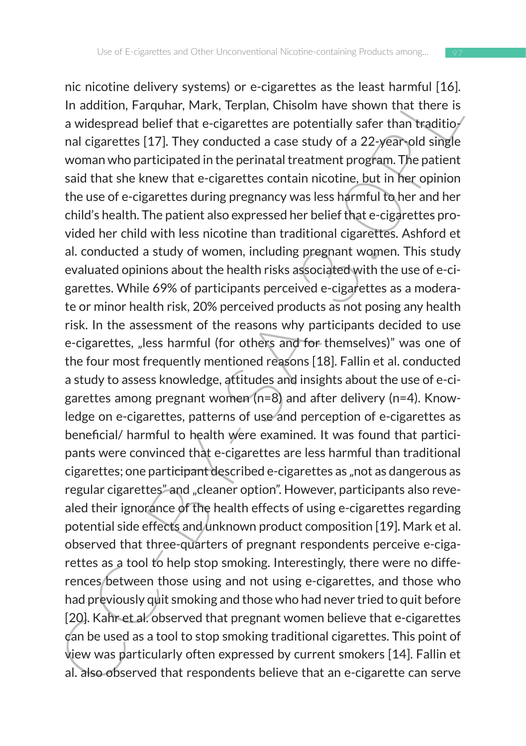nic nicotine delivery systems) or e-cigarettes as the least harmful [16]. In addition, Farquhar, Mark, Terplan, Chisolm have shown that there is a widespread belief that e-cigarettes are potentially safer than traditional cigarettes [17]. They conducted a case study of a 22-year-old single woman who participated in the perinatal treatment program. The patient said that she knew that e-cigarettes contain nicotine, but in her opinion the use of e-cigarettes during pregnancy was less harmful to her and her child's health. The patient also expressed her belief that e-cigarettes provided her child with less nicotine than traditional cigarettes. Ashford et al. conducted a study of women, including pregnant women. This study evaluated opinions about the health risks associated with the use of e-cigarettes. While 69% of participants perceived e-cigarettes as a moderate or minor health risk, 20% perceived products as not posing any health risk. In the assessment of the reasons why participants decided to use e-cigarettes, „less harmful (for others and for themselves)" was one of the four most frequently mentioned reasons [18]. Fallin et al. conducted a study to assess knowledge, attitudes and insights about the use of e-cigarettes among pregnant women (n=8) and after delivery (n=4). Knowledge on e-cigarettes, patterns of use and perception of e-cigarettes as beneficial/ harmful to health were examined. It was found that participants were convinced that e-cigarettes are less harmful than traditional cigarettes; one participant described e-cigarettes as „not as dangerous as regular cigarettes" and „cleaner option". However, participants also revealed their ignorance of the health effects of using e-cigarettes regarding potential side effects and unknown product composition [19]. Mark et al. observed that three-quarters of pregnant respondents perceive e-cigarettes as a tool to help stop smoking. Interestingly, there were no differences between those using and not using e-cigarettes, and those who had previously quit smoking and those who had never tried to quit before [20]. Kahr et al. observed that pregnant women believe that e-cigarettes can be used as a tool to stop smoking traditional cigarettes. This point of view was particularly often expressed by current smokers [14]. Fallin et al. also observed that respondents believe that an e-cigarette can serve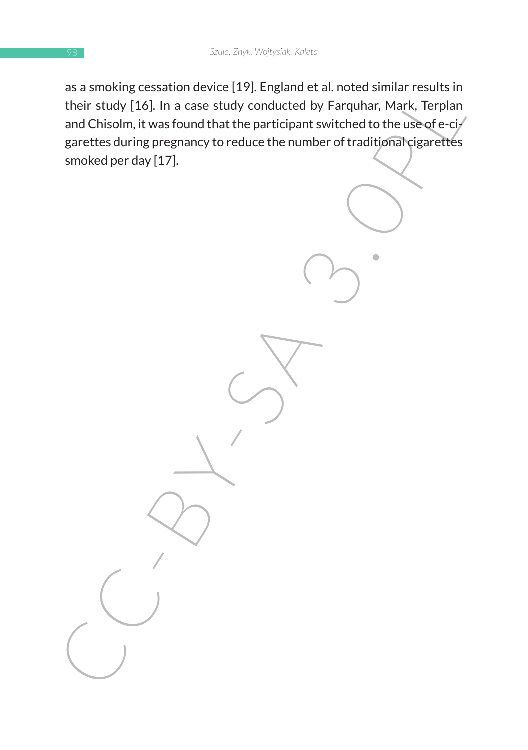as a smoking cessation device [19]. England et al. noted similar results in their study [16]. In a case study conducted by Farquhar, Mark, Terplan and Chisolm, it was found that the participant switched to the use of e-cigarettes during pregnancy to reduce the number of traditional cigarettes smoked per day [17].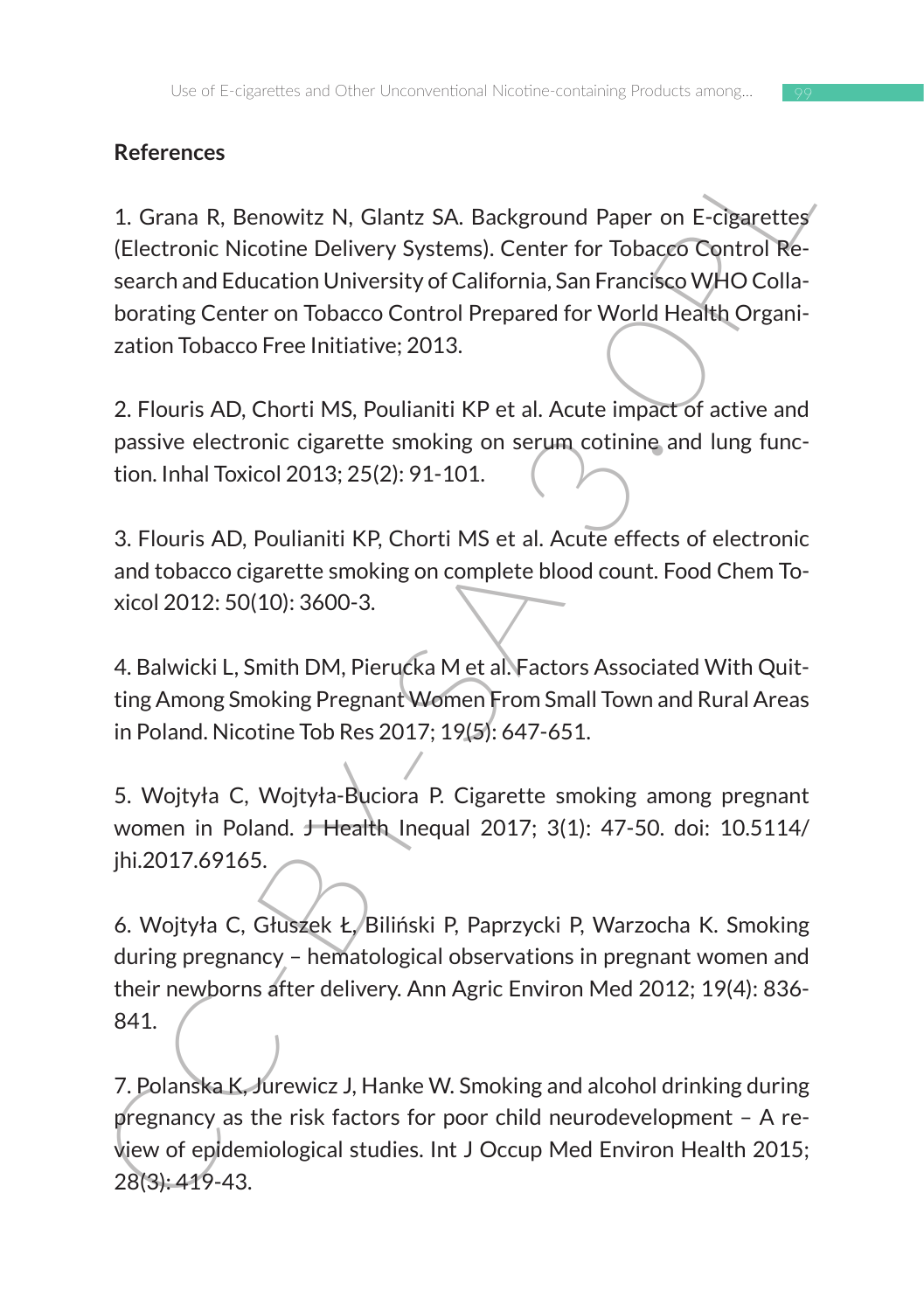## References

1. Grana R, Benowitz N, Glantz SA. Background Paper on E-cigarettes (Electronic Nicotine Delivery Systems). Center for Tobacco Control Research and Education University of California, San Francisco WHO Collaborating Center on Tobacco Control Prepared for World Health Organization Tobacco Free Initiative; 2013.

2. Flouris AD, Chorti MS, Poulianiti KP et al. Acute impact of active and passive electronic cigarette smoking on serum cotinine and lung function. Inhal Toxicol 2013; 25(2): 91-101.

3. Flouris AD, Poulianiti KP, Chorti MS et al. Acute effects of electronic and tobacco cigarette smoking on complete blood count. Food Chem Toxicol 2012: 50(10): 3600-3.

4. Balwicki L, Smith DM, Pierucka M et al. Factors Associated With Quitting Among Smoking Pregnant Women From Small Town and Rural Areas in Poland. Nicotine Tob Res 2017; 19(5): 647-651.

5. Wojtyła C, Wojtyła-Buciora P. Cigarette smoking among pregnant women in Poland. J Health Inequal 2017; 3(1): 47-50. doi: 10.5114/jhi.2017.69165.

6. Wojtyła C, Głuszek Ł, Biliński P, Paprzycki P, Warzocha K. Smoking during pregnancy – hematological observations in pregnant women and their newborns after delivery. Ann Agric Environ Med 2012; 19(4): 836-841.

7. Polanska K, Jurewicz J, Hanke W. Smoking and alcohol drinking during pregnancy as the risk factors for poor child neurodevelopment – A review of epidemiological studies. Int J Occup Med Environ Health 2015; 28(3): 419-43.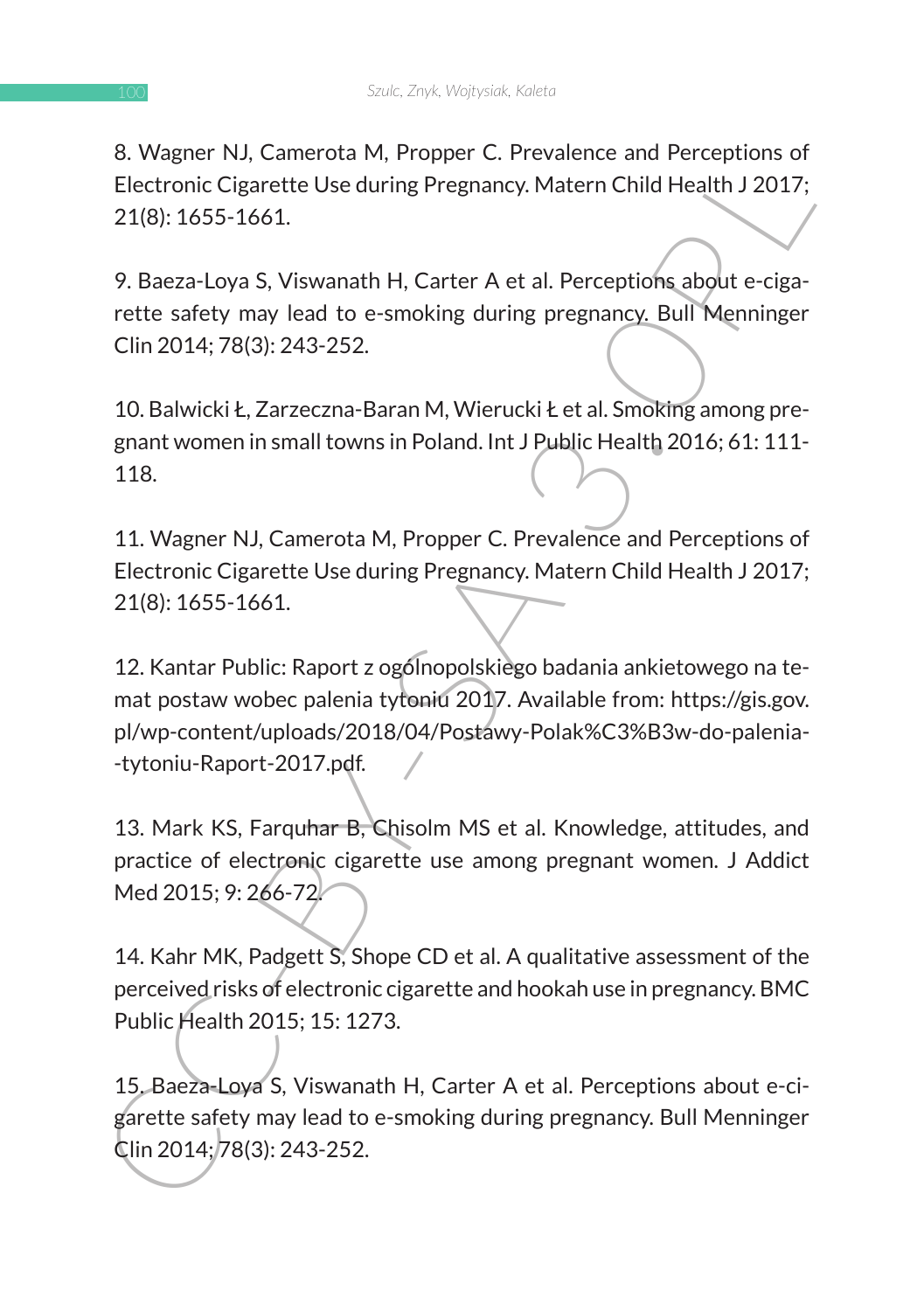8. Wagner NJ, Camerota M, Propper C. Prevalence and Perceptions of Electronic Cigarette Use during Pregnancy. Matern Child Health J 2017; 21(8): 1655-1661.

9. Baeza-Loya S, Viswanath H, Carter A et al. Perceptions about e-cigarette safety may lead to e-smoking during pregnancy. Bull Menninger Clin 2014; 78(3): 243-252.

10. Balwicki Ł, Zarzeczna-Baran M, Wierucki Ł et al. Smoking among pregnant women in small towns in Poland. Int J Public Health 2016; 61: 111-118.

11. Wagner NJ, Camerota M, Propper C. Prevalence and Perceptions of Electronic Cigarette Use during Pregnancy. Matern Child Health J 2017; 21(8): 1655-1661.

12. Kantar Public: Raport z ogólnopolskiego badania ankietowego na temat postaw wobec palenia tytoniu 2017. Available from: https://gis.gov.pl/wp-content/uploads/2018/04/Postawy-Polak%C3%B3w-do-palenia--tytoniu-Raport-2017.pdf.

13. Mark KS, Farquhar B, Chisolm MS et al. Knowledge, attitudes, and practice of electronic cigarette use among pregnant women. J Addict Med 2015; 9: 266-72.

14. Kahr MK, Padgett S, Shope CD et al. A qualitative assessment of the perceived risks of electronic cigarette and hookah use in pregnancy. BMC Public Health 2015; 15: 1273.

15. Baeza-Loya S, Viswanath H, Carter A et al. Perceptions about e-cigarette safety may lead to e-smoking during pregnancy. Bull Menninger Clin 2014; 78(3): 243-252.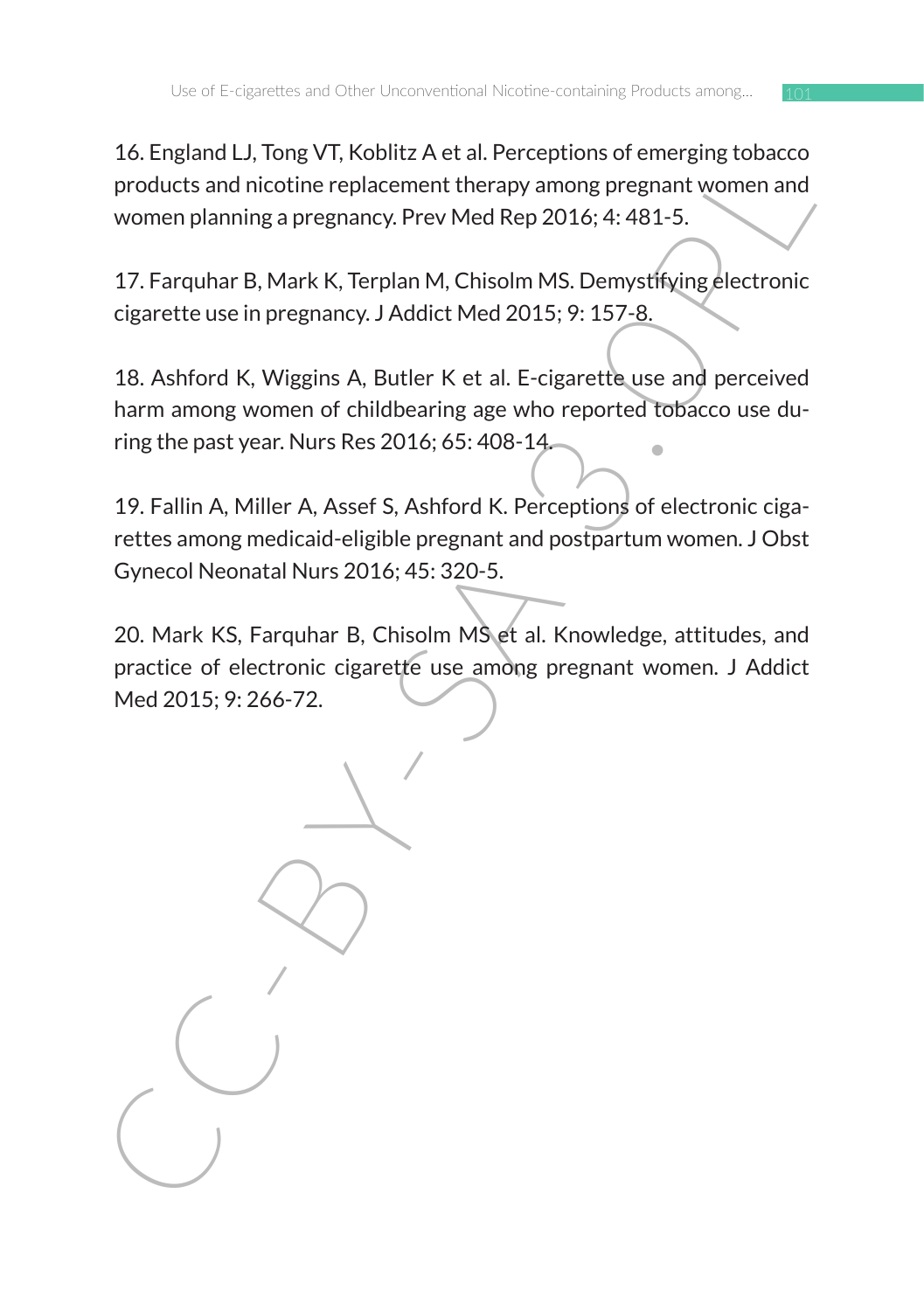16. England LJ, Tong VT, Koblitz A et al. Perceptions of emerging tobacco products and nicotine replacement therapy among pregnant women and women planning a pregnancy. Prev Med Rep 2016; 4: 481-5.

17. Farquhar B, Mark K, Terplan M, Chisolm MS. Demystifying electronic cigarette use in pregnancy. J Addict Med 2015; 9: 157-8.

18. Ashford K, Wiggins A, Butler K et al. E-cigarette use and perceived harm among women of childbearing age who reported tobacco use during the past year. Nurs Res 2016; 65: 408-14.

19. Fallin A, Miller A, Assef S, Ashford K. Perceptions of electronic cigarettes among medicaid-eligible pregnant and postpartum women. J Obst Gynecol Neonatal Nurs 2016; 45: 320-5.

20. Mark KS, Farquhar B, Chisolm MS et al. Knowledge, attitudes, and practice of electronic cigarette use among pregnant women. J Addict Med 2015; 9: 266-72.